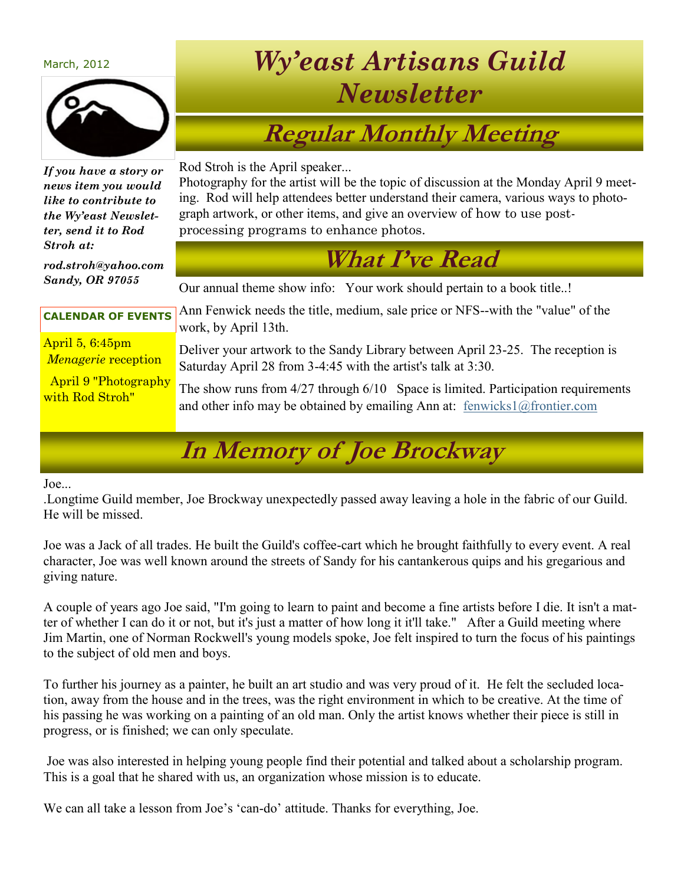March, 2012

# Wy'east Artisans Guild Newsletter

*If you have a story or news item you would like to contribute to the Wy'east Newsletter, send it to Rod Stroh at:*

*rod.stroh@yahoo.com*
*Sandy, OR 97055*

**CALENDAR OF EVENTS**

April 5, 6:45pm *Menagerie* reception

April 9 "Photography with Rod Stroh"

## Regular Monthly Meeting

Rod Stroh is the April speaker...
Photography for the artist will be the topic of discussion at the Monday April 9 meeting. Rod will help attendees better understand their camera, various ways to photograph artwork, or other items, and give an overview of how to use post-processing programs to enhance photos.

## What I've Read

Our annual theme show info: Your work should pertain to a book title..!

Ann Fenwick needs the title, medium, sale price or NFS--with the "value" of the work, by April 13th.

Deliver your artwork to the Sandy Library between April 23-25. The reception is Saturday April 28 from 3-4:45 with the artist's talk at 3:30.

The show runs from 4/27 through 6/10 Space is limited. Participation requirements and other info may be obtained by emailing Ann at: fenwicks1@frontier.com

## In Memory of Joe Brockway

Joe...
.Longtime Guild member, Joe Brockway unexpectedly passed away leaving a hole in the fabric of our Guild. He will be missed.

Joe was a Jack of all trades. He built the Guild's coffee-cart which he brought faithfully to every event. A real character, Joe was well known around the streets of Sandy for his cantankerous quips and his gregarious and giving nature.

A couple of years ago Joe said, "I'm going to learn to paint and become a fine artists before I die. It isn't a matter of whether I can do it or not, but it's just a matter of how long it it'll take." After a Guild meeting where Jim Martin, one of Norman Rockwell's young models spoke, Joe felt inspired to turn the focus of his paintings to the subject of old men and boys.

To further his journey as a painter, he built an art studio and was very proud of it. He felt the secluded location, away from the house and in the trees, was the right environment in which to be creative. At the time of his passing he was working on a painting of an old man. Only the artist knows whether their piece is still in progress, or is finished; we can only speculate.

Joe was also interested in helping young people find their potential and talked about a scholarship program. This is a goal that he shared with us, an organization whose mission is to educate.

We can all take a lesson from Joe's 'can-do' attitude. Thanks for everything, Joe.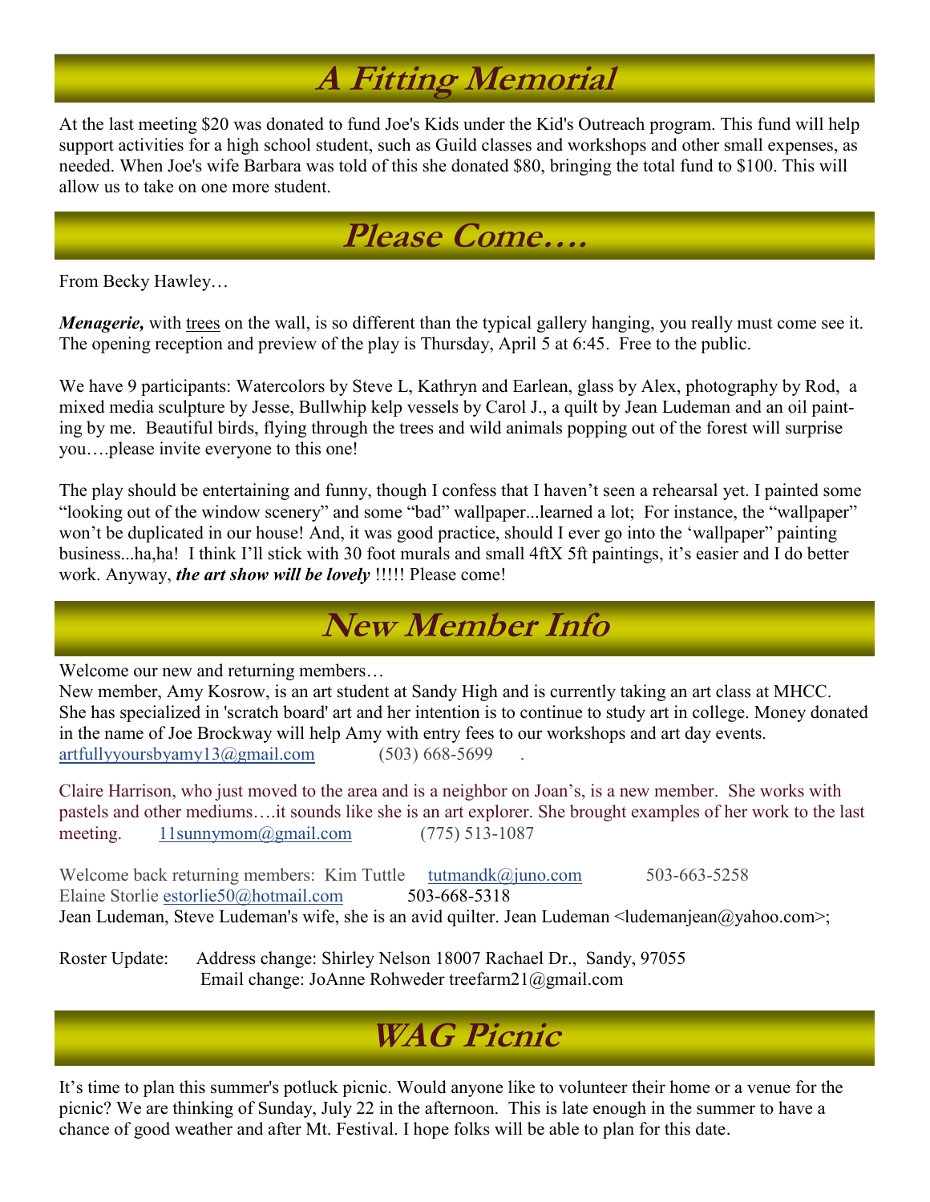# A Fitting Memorial

At the last meeting $20 was donated to fund Joe's Kids under the Kid's Outreach program. This fund will help support activities for a high school student, such as Guild classes and workshops and other small expenses, as needed. When Joe's wife Barbara was told of this she donated $80, bringing the total fund to $100. This will allow us to take on one more student.

# Please Come….

From Becky Hawley…

***Menagerie,*** with trees on the wall, is so different than the typical gallery hanging, you really must come see it. The opening reception and preview of the play is Thursday, April 5 at 6:45. Free to the public.

We have 9 participants: Watercolors by Steve L, Kathryn and Earlean, glass by Alex, photography by Rod, a mixed media sculpture by Jesse, Bullwhip kelp vessels by Carol J., a quilt by Jean Ludeman and an oil painting by me. Beautiful birds, flying through the trees and wild animals popping out of the forest will surprise you….please invite everyone to this one!

The play should be entertaining and funny, though I confess that I haven't seen a rehearsal yet. I painted some "looking out of the window scenery" and some "bad" wallpaper...learned a lot; For instance, the "wallpaper" won't be duplicated in our house! And, it was good practice, should I ever go into the 'wallpaper" painting business...ha,ha! I think I'll stick with 30 foot murals and small 4ftX 5ft paintings, it's easier and I do better work. Anyway, ***the art show will be lovely*** !!!!! Please come!

# New Member Info

Welcome our new and returning members…

New member, Amy Kosrow, is an art student at Sandy High and is currently taking an art class at MHCC. She has specialized in 'scratch board' art and her intention is to continue to study art in college. Money donated in the name of Joe Brockway will help Amy with entry fees to our workshops and art day events.
artfullyyoursbyamy13@gmail.com (503) 668-5699 .

Claire Harrison, who just moved to the area and is a neighbor on Joan's, is a new member. She works with pastels and other mediums….it sounds like she is an art explorer. She brought examples of her work to the last meeting. 11sunnymom@gmail.com (775) 513-1087

Welcome back returning members: Kim Tuttle tutmandk@juno.com 503-663-5258
Elaine Storlie estorlie50@hotmail.com 503-668-5318
Jean Ludeman, Steve Ludeman's wife, she is an avid quilter. Jean Ludeman <ludemanjean@yahoo.com>;

Roster Update: Address change: Shirley Nelson 18007 Rachael Dr., Sandy, 97055
Email change: JoAnne Rohweder treefarm21@gmail.com

# WAG Picnic

It's time to plan this summer's potluck picnic. Would anyone like to volunteer their home or a venue for the picnic? We are thinking of Sunday, July 22 in the afternoon. This is late enough in the summer to have a chance of good weather and after Mt. Festival. I hope folks will be able to plan for this date.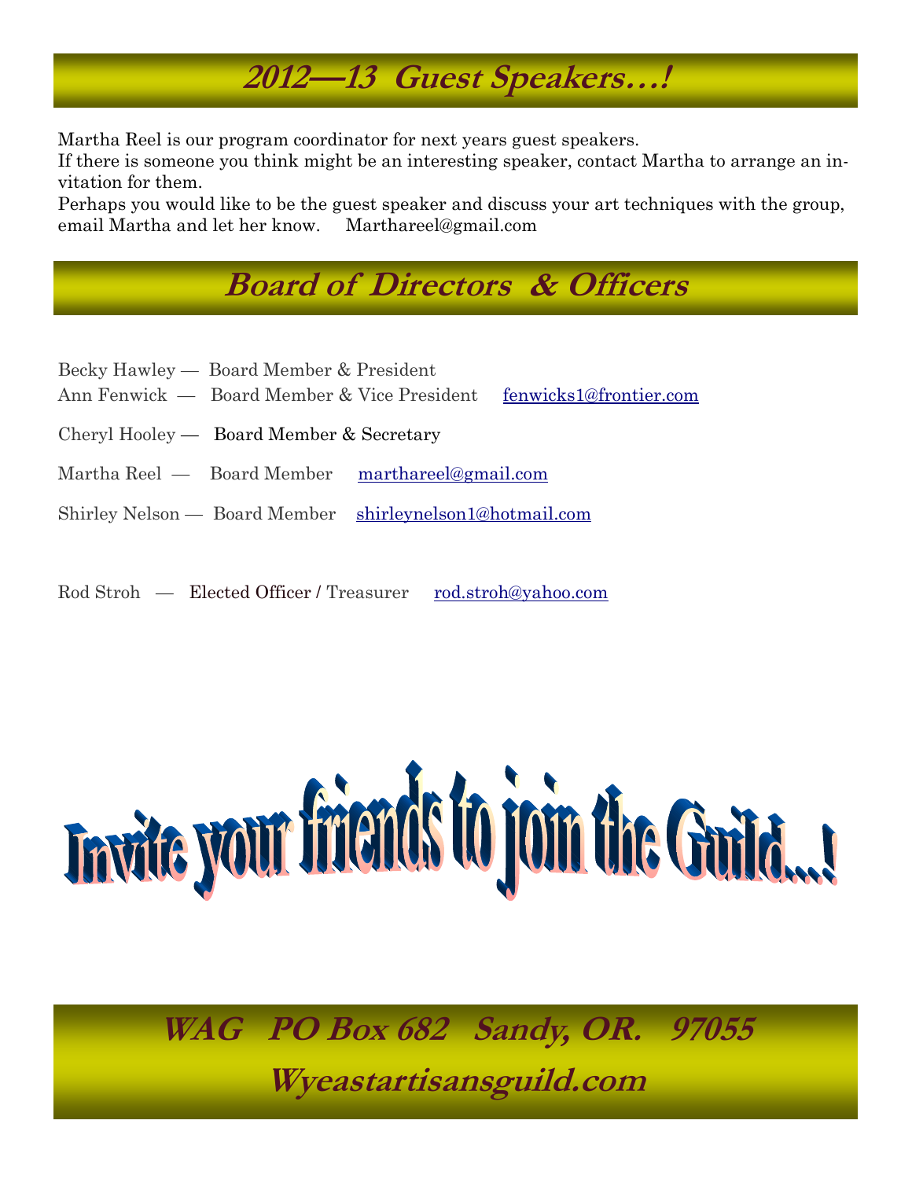## 2012—13 Guest Speakers…!

Martha Reel is our program coordinator for next years guest speakers.
If there is someone you think might be an interesting speaker, contact Martha to arrange an invitation for them.
Perhaps you would like to be the guest speaker and discuss your art techniques with the group, email Martha and let her know. Marthareel@gmail.com

## Board of Directors & Officers

Becky Hawley — Board Member & President

Ann Fenwick — Board Member & Vice President fenwicks1@frontier.com

Cheryl Hooley — Board Member & Secretary

Martha Reel — Board Member marthareel@gmail.com

Shirley Nelson — Board Member shirleynelson1@hotmail.com

Rod Stroh — Elected Officer / Treasurer rod.stroh@yahoo.com

# Invite your friends to join the Guild…!

**WAG PO Box 682 Sandy, OR. 97055**

**Wyeastartisansguild.com**